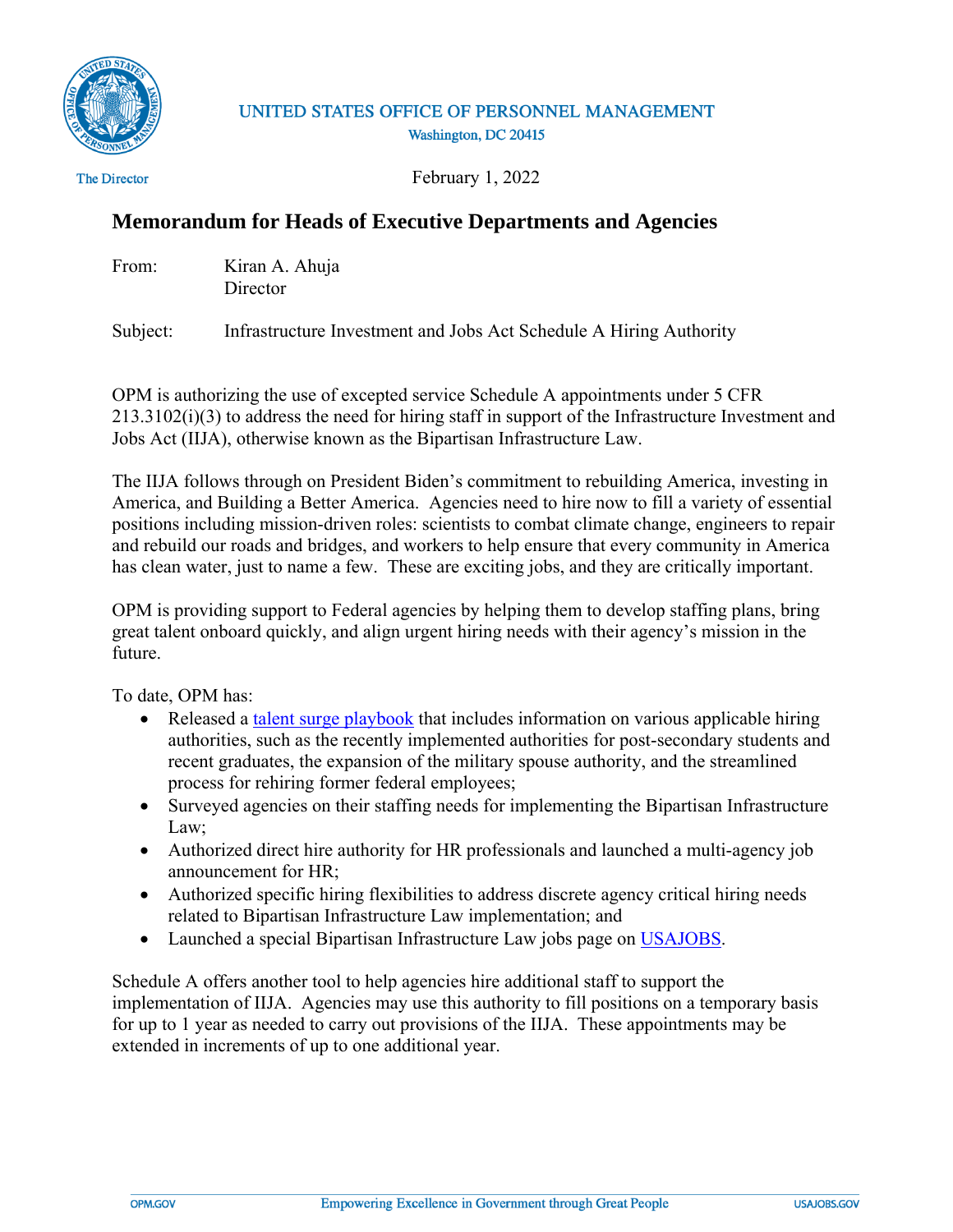UNITED STATES OFFICE OF PERSONNEL MANAGEMENT
Washington, DC 20415

The Director

February 1, 2022

## Memorandum for Heads of Executive Departments and Agencies

From: Kiran A. Ahuja
Director

Subject: Infrastructure Investment and Jobs Act Schedule A Hiring Authority

OPM is authorizing the use of excepted service Schedule A appointments under 5 CFR 213.3102(i)(3) to address the need for hiring staff in support of the Infrastructure Investment and Jobs Act (IIJA), otherwise known as the Bipartisan Infrastructure Law.

The IIJA follows through on President Biden's commitment to rebuilding America, investing in America, and Building a Better America. Agencies need to hire now to fill a variety of essential positions including mission-driven roles: scientists to combat climate change, engineers to repair and rebuild our roads and bridges, and workers to help ensure that every community in America has clean water, just to name a few. These are exciting jobs, and they are critically important.

OPM is providing support to Federal agencies by helping them to develop staffing plans, bring great talent onboard quickly, and align urgent hiring needs with their agency's mission in the future.

To date, OPM has:

- Released a talent surge playbook that includes information on various applicable hiring authorities, such as the recently implemented authorities for post-secondary students and recent graduates, the expansion of the military spouse authority, and the streamlined process for rehiring former federal employees;
- Surveyed agencies on their staffing needs for implementing the Bipartisan Infrastructure Law;
- Authorized direct hire authority for HR professionals and launched a multi-agency job announcement for HR;
- Authorized specific hiring flexibilities to address discrete agency critical hiring needs related to Bipartisan Infrastructure Law implementation; and
- Launched a special Bipartisan Infrastructure Law jobs page on USAJOBS.

Schedule A offers another tool to help agencies hire additional staff to support the implementation of IIJA. Agencies may use this authority to fill positions on a temporary basis for up to 1 year as needed to carry out provisions of the IIJA. These appointments may be extended in increments of up to one additional year.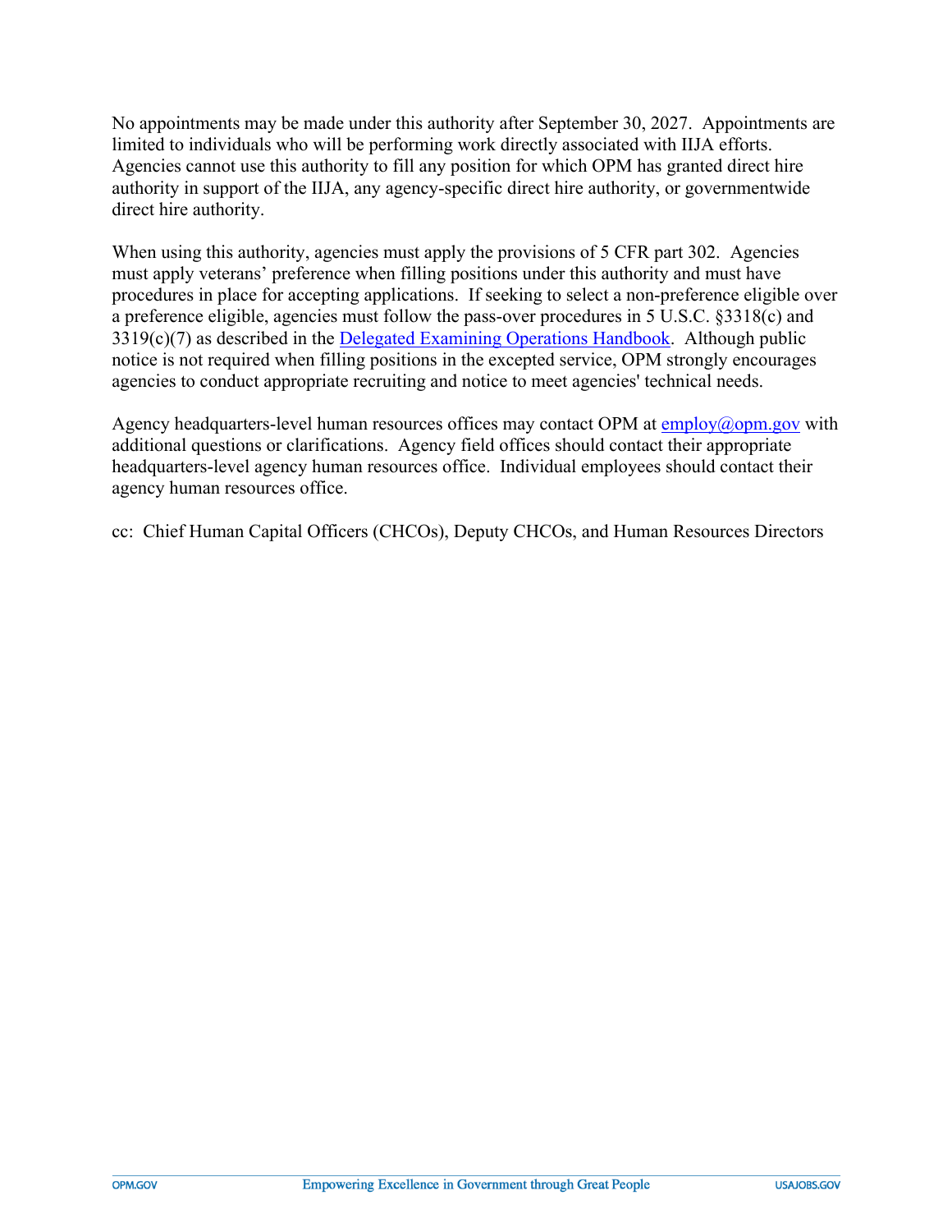No appointments may be made under this authority after September 30, 2027. Appointments are limited to individuals who will be performing work directly associated with IIJA efforts. Agencies cannot use this authority to fill any position for which OPM has granted direct hire authority in support of the IIJA, any agency-specific direct hire authority, or governmentwide direct hire authority.

When using this authority, agencies must apply the provisions of 5 CFR part 302. Agencies must apply veterans' preference when filling positions under this authority and must have procedures in place for accepting applications. If seeking to select a non-preference eligible over a preference eligible, agencies must follow the pass-over procedures in 5 U.S.C. §3318(c) and 3319(c)(7) as described in the [Delegated Examining Operations Handbook](). Although public notice is not required when filling positions in the excepted service, OPM strongly encourages agencies to conduct appropriate recruiting and notice to meet agencies' technical needs.

Agency headquarters-level human resources offices may contact OPM at [employ@opm.gov](mailto:employ@opm.gov) with additional questions or clarifications. Agency field offices should contact their appropriate headquarters-level agency human resources office. Individual employees should contact their agency human resources office.

cc: Chief Human Capital Officers (CHCOs), Deputy CHCOs, and Human Resources Directors